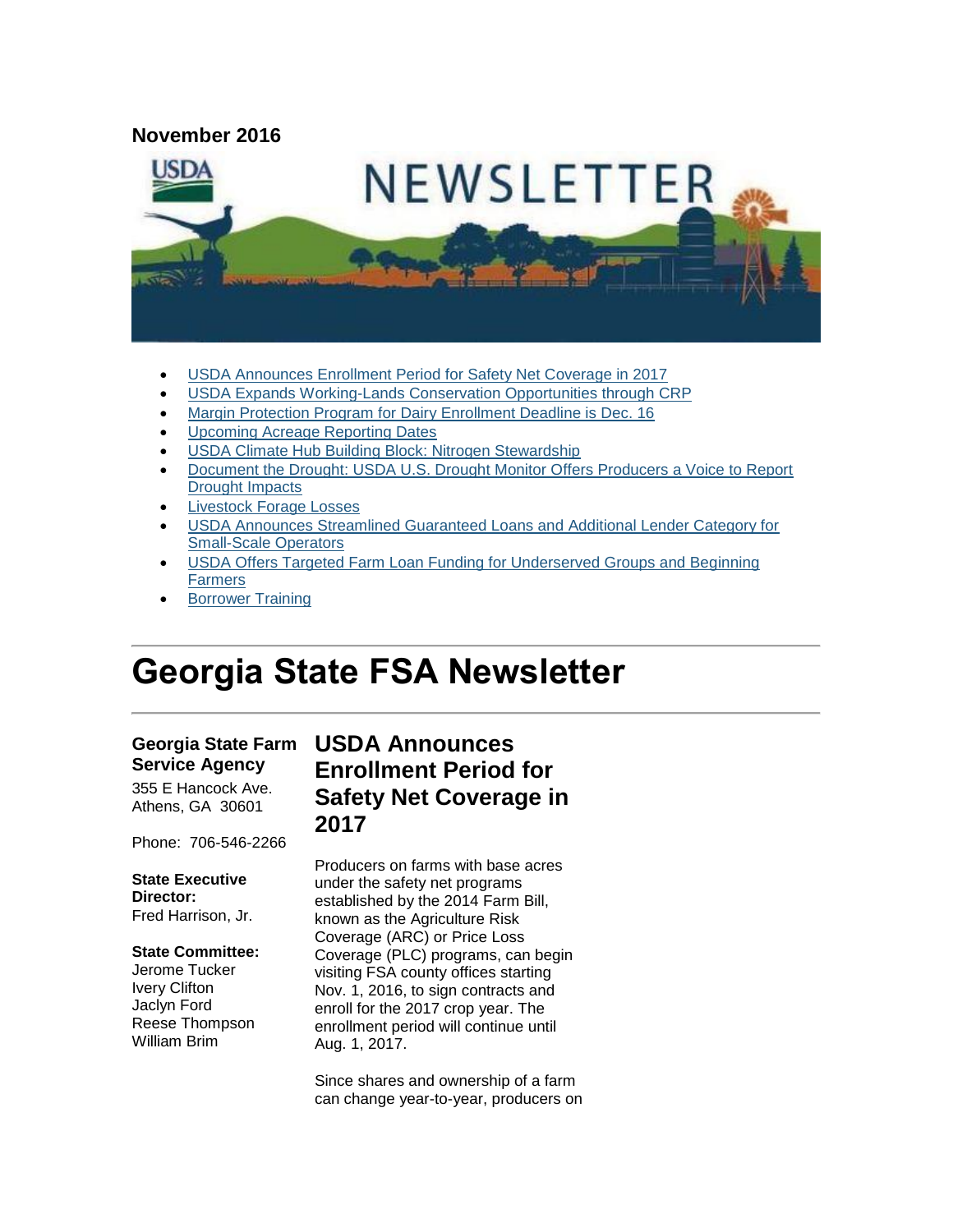**November 2016**

- USDA Announces Enrollment Period for Safety Net Coverage in 2017
- USDA Expands Working-Lands Conservation Opportunities through CRP
- Margin Protection Program for Dairy Enrollment Deadline is Dec. 16
- Upcoming Acreage Reporting Dates
- USDA Climate Hub Building Block: Nitrogen Stewardship
- Document the Drought: USDA U.S. Drought Monitor Offers Producers a Voice to Report Drought Impacts
- Livestock Forage Losses
- USDA Announces Streamlined Guaranteed Loans and Additional Lender Category for Small-Scale Operators
- USDA Offers Targeted Farm Loan Funding for Underserved Groups and Beginning Farmers
- Borrower Training

# Georgia State FSA Newsletter

**Georgia State Farm Service Agency**

355 E Hancock Ave.
Athens, GA 30601

Phone: 706-546-2266

**State Executive Director:**
Fred Harrison, Jr.

**State Committee:**
Jerome Tucker
Ivery Clifton
Jaclyn Ford
Reese Thompson
William Brim

## USDA Announces Enrollment Period for Safety Net Coverage in 2017

Producers on farms with base acres under the safety net programs established by the 2014 Farm Bill, known as the Agriculture Risk Coverage (ARC) or Price Loss Coverage (PLC) programs, can begin visiting FSA county offices starting Nov. 1, 2016, to sign contracts and enroll for the 2017 crop year. The enrollment period will continue until Aug. 1, 2017.

Since shares and ownership of a farm can change year-to-year, producers on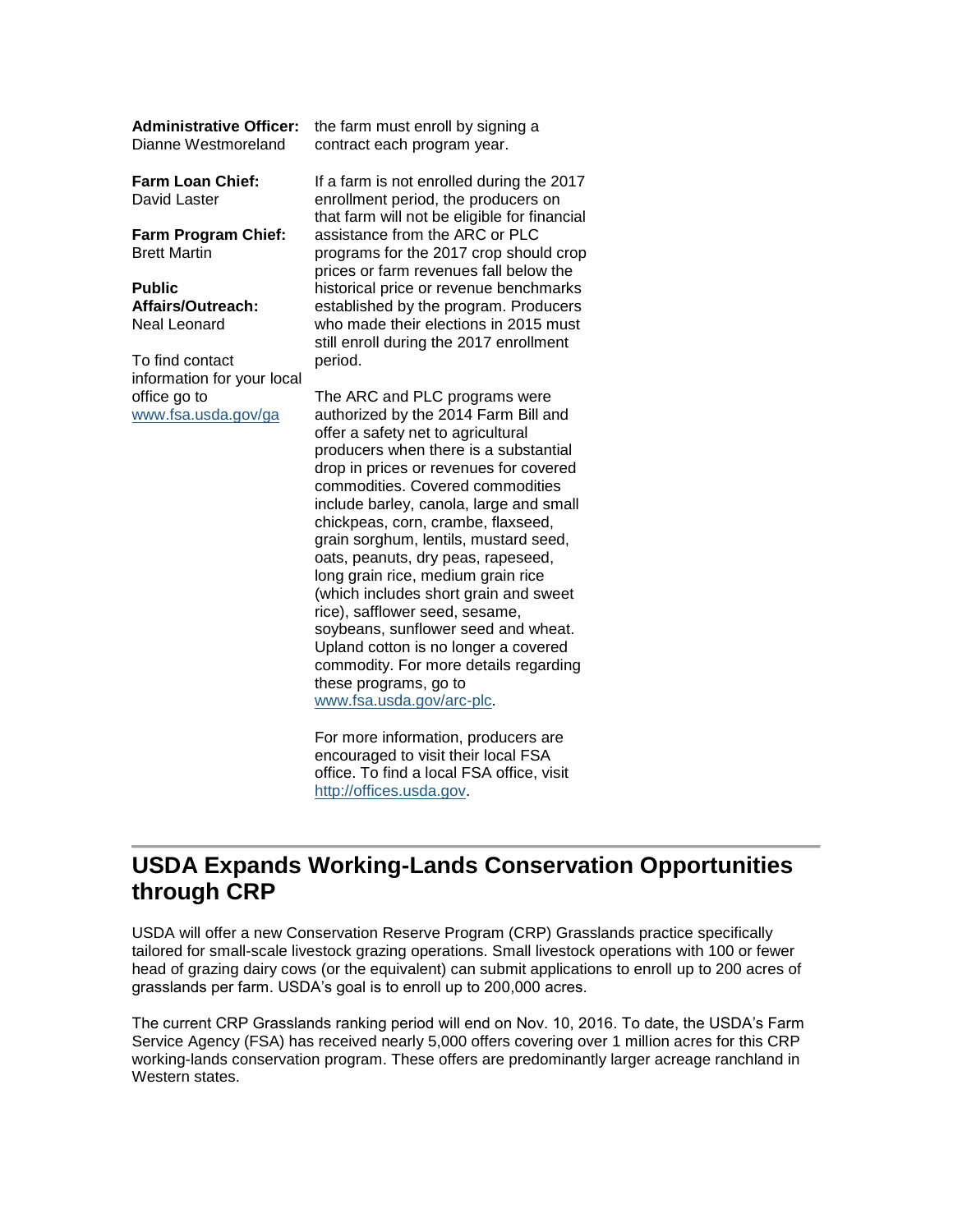**Administrative Officer:**
Dianne Westmoreland

**Farm Loan Chief:**
David Laster

**Farm Program Chief:**
Brett Martin

**Public Affairs/Outreach:**
Neal Leonard

To find contact information for your local office go to [www.fsa.usda.gov/ga](www.fsa.usda.gov/ga)

the farm must enroll by signing a contract each program year.

If a farm is not enrolled during the 2017 enrollment period, the producers on that farm will not be eligible for financial assistance from the ARC or PLC programs for the 2017 crop should crop prices or farm revenues fall below the historical price or revenue benchmarks established by the program. Producers who made their elections in 2015 must still enroll during the 2017 enrollment period.

The ARC and PLC programs were authorized by the 2014 Farm Bill and offer a safety net to agricultural producers when there is a substantial drop in prices or revenues for covered commodities. Covered commodities include barley, canola, large and small chickpeas, corn, crambe, flaxseed, grain sorghum, lentils, mustard seed, oats, peanuts, dry peas, rapeseed, long grain rice, medium grain rice (which includes short grain and sweet rice), safflower seed, sesame, soybeans, sunflower seed and wheat. Upland cotton is no longer a covered commodity. For more details regarding these programs, go to [www.fsa.usda.gov/arc-plc](www.fsa.usda.gov/arc-plc).

For more information, producers are encouraged to visit their local FSA office. To find a local FSA office, visit [http://offices.usda.gov](http://offices.usda.gov).

## USDA Expands Working-Lands Conservation Opportunities through CRP

USDA will offer a new Conservation Reserve Program (CRP) Grasslands practice specifically tailored for small-scale livestock grazing operations. Small livestock operations with 100 or fewer head of grazing dairy cows (or the equivalent) can submit applications to enroll up to 200 acres of grasslands per farm. USDA's goal is to enroll up to 200,000 acres.

The current CRP Grasslands ranking period will end on Nov. 10, 2016. To date, the USDA's Farm Service Agency (FSA) has received nearly 5,000 offers covering over 1 million acres for this CRP working-lands conservation program. These offers are predominantly larger acreage ranchland in Western states.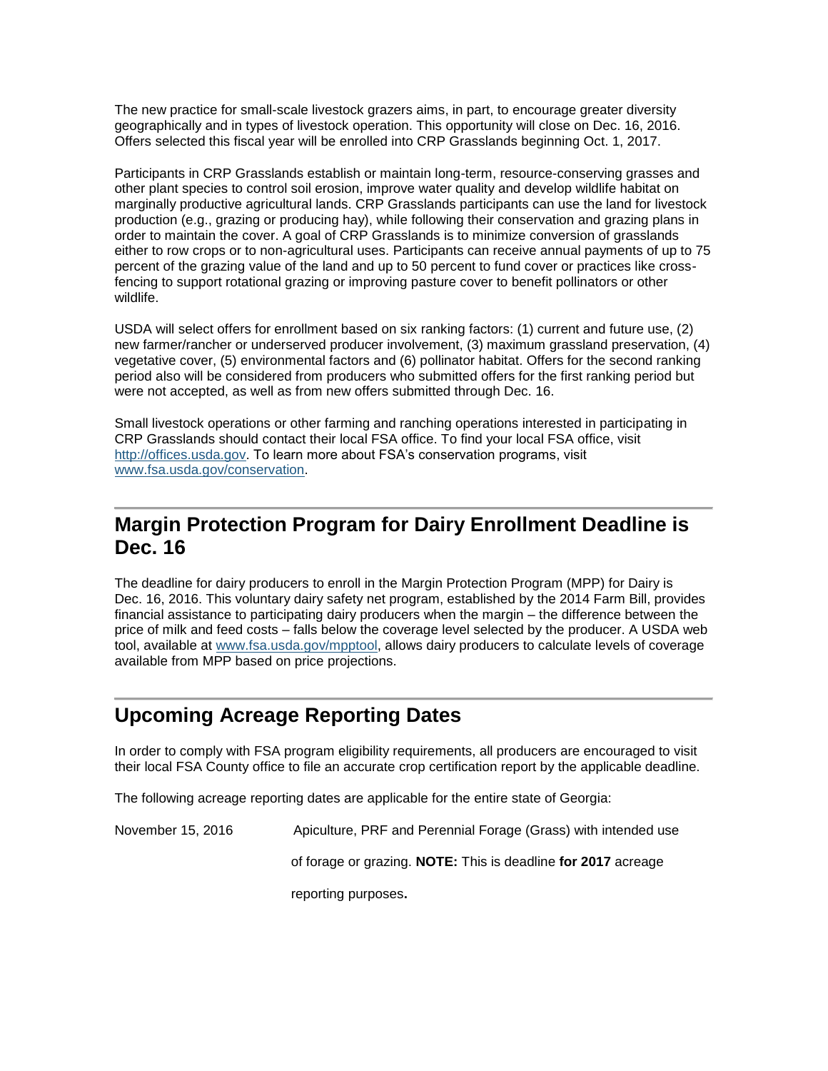The new practice for small-scale livestock grazers aims, in part, to encourage greater diversity geographically and in types of livestock operation. This opportunity will close on Dec. 16, 2016. Offers selected this fiscal year will be enrolled into CRP Grasslands beginning Oct. 1, 2017.

Participants in CRP Grasslands establish or maintain long-term, resource-conserving grasses and other plant species to control soil erosion, improve water quality and develop wildlife habitat on marginally productive agricultural lands. CRP Grasslands participants can use the land for livestock production (e.g., grazing or producing hay), while following their conservation and grazing plans in order to maintain the cover. A goal of CRP Grasslands is to minimize conversion of grasslands either to row crops or to non-agricultural uses. Participants can receive annual payments of up to 75 percent of the grazing value of the land and up to 50 percent to fund cover or practices like cross-fencing to support rotational grazing or improving pasture cover to benefit pollinators or other wildlife.

USDA will select offers for enrollment based on six ranking factors: (1) current and future use, (2) new farmer/rancher or underserved producer involvement, (3) maximum grassland preservation, (4) vegetative cover, (5) environmental factors and (6) pollinator habitat. Offers for the second ranking period also will be considered from producers who submitted offers for the first ranking period but were not accepted, as well as from new offers submitted through Dec. 16.

Small livestock operations or other farming and ranching operations interested in participating in CRP Grasslands should contact their local FSA office. To find your local FSA office, visit [http://offices.usda.gov](http://offices.usda.gov). To learn more about FSA's conservation programs, visit [www.fsa.usda.gov/conservation](http://www.fsa.usda.gov/conservation).

## Margin Protection Program for Dairy Enrollment Deadline is Dec. 16

The deadline for dairy producers to enroll in the Margin Protection Program (MPP) for Dairy is Dec. 16, 2016. This voluntary dairy safety net program, established by the 2014 Farm Bill, provides financial assistance to participating dairy producers when the margin – the difference between the price of milk and feed costs – falls below the coverage level selected by the producer. A USDA web tool, available at [www.fsa.usda.gov/mpptool](http://www.fsa.usda.gov/mpptool), allows dairy producers to calculate levels of coverage available from MPP based on price projections.

## Upcoming Acreage Reporting Dates

In order to comply with FSA program eligibility requirements, all producers are encouraged to visit their local FSA County office to file an accurate crop certification report by the applicable deadline.

The following acreage reporting dates are applicable for the entire state of Georgia:

| | |
|---|---|
| November 15, 2016 | Apiculture, PRF and Perennial Forage (Grass) with intended use of forage or grazing. **NOTE:** This is deadline **for 2017** acreage reporting purposes**.** |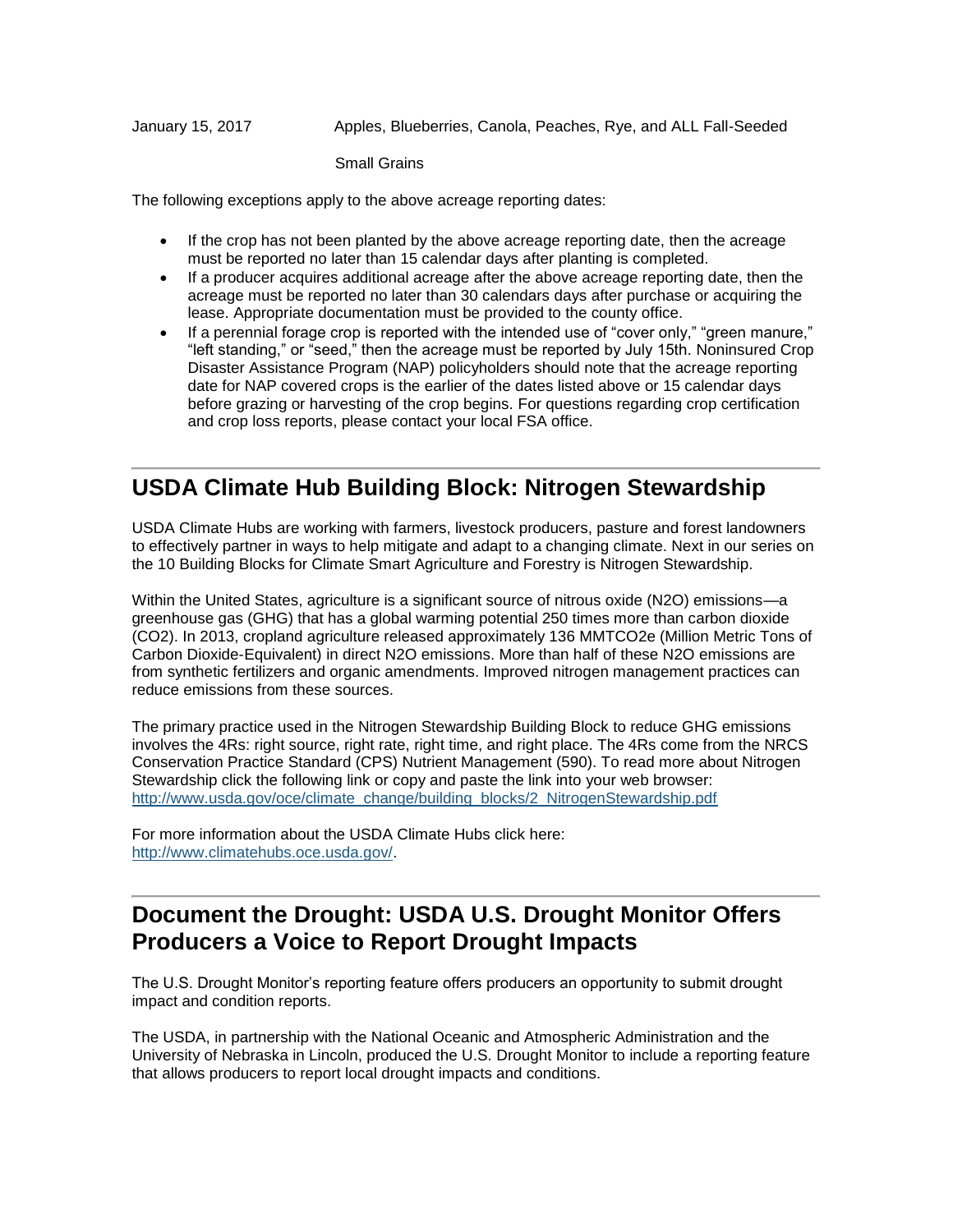January 15, 2017 Apples, Blueberries, Canola, Peaches, Rye, and ALL Fall-Seeded Small Grains

The following exceptions apply to the above acreage reporting dates:

- If the crop has not been planted by the above acreage reporting date, then the acreage must be reported no later than 15 calendar days after planting is completed.
- If a producer acquires additional acreage after the above acreage reporting date, then the acreage must be reported no later than 30 calendars days after purchase or acquiring the lease. Appropriate documentation must be provided to the county office.
- If a perennial forage crop is reported with the intended use of "cover only," "green manure," "left standing," or "seed," then the acreage must be reported by July 15th. Noninsured Crop Disaster Assistance Program (NAP) policyholders should note that the acreage reporting date for NAP covered crops is the earlier of the dates listed above or 15 calendar days before grazing or harvesting of the crop begins. For questions regarding crop certification and crop loss reports, please contact your local FSA office.

---

## USDA Climate Hub Building Block: Nitrogen Stewardship

USDA Climate Hubs are working with farmers, livestock producers, pasture and forest landowners to effectively partner in ways to help mitigate and adapt to a changing climate. Next in our series on the 10 Building Blocks for Climate Smart Agriculture and Forestry is Nitrogen Stewardship.

Within the United States, agriculture is a significant source of nitrous oxide ($N_2O$) emissions—a greenhouse gas (GHG) that has a global warming potential 250 times more than carbon dioxide ($CO_2$). In 2013, cropland agriculture released approximately 136 $MMTCO_2e$ (Million Metric Tons of Carbon Dioxide-Equivalent) in direct $N_2O$ emissions. More than half of these $N_2O$ emissions are from synthetic fertilizers and organic amendments. Improved nitrogen management practices can reduce emissions from these sources.

The primary practice used in the Nitrogen Stewardship Building Block to reduce GHG emissions involves the 4Rs: right source, right rate, right time, and right place. The 4Rs come from the NRCS Conservation Practice Standard (CPS) Nutrient Management (590). To read more about Nitrogen Stewardship click the following link or copy and paste the link into your web browser: http://www.usda.gov/oce/climate_change/building_blocks/2_NitrogenStewardship.pdf

For more information about the USDA Climate Hubs click here: http://www.climatehubs.oce.usda.gov/.

---

## Document the Drought: USDA U.S. Drought Monitor Offers Producers a Voice to Report Drought Impacts

The U.S. Drought Monitor's reporting feature offers producers an opportunity to submit drought impact and condition reports.

The USDA, in partnership with the National Oceanic and Atmospheric Administration and the University of Nebraska in Lincoln, produced the U.S. Drought Monitor to include a reporting feature that allows producers to report local drought impacts and conditions.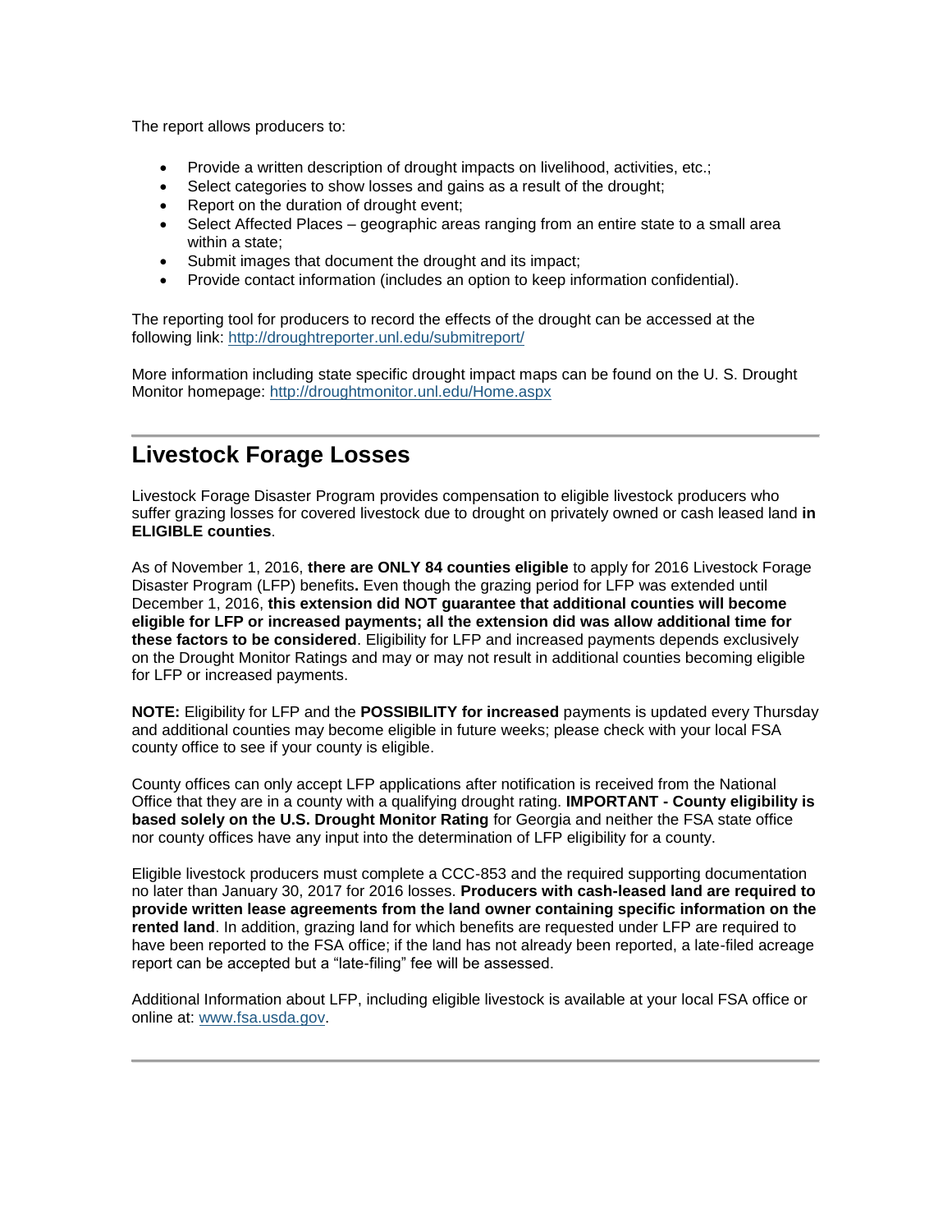The report allows producers to:

- Provide a written description of drought impacts on livelihood, activities, etc.;
- Select categories to show losses and gains as a result of the drought;
- Report on the duration of drought event;
- Select Affected Places – geographic areas ranging from an entire state to a small area within a state;
- Submit images that document the drought and its impact;
- Provide contact information (includes an option to keep information confidential).

The reporting tool for producers to record the effects of the drought can be accessed at the following link: http://droughtreporter.unl.edu/submitreport/

More information including state specific drought impact maps can be found on the U. S. Drought Monitor homepage: http://droughtmonitor.unl.edu/Home.aspx

---

## Livestock Forage Losses

Livestock Forage Disaster Program provides compensation to eligible livestock producers who suffer grazing losses for covered livestock due to drought on privately owned or cash leased land **in ELIGIBLE counties**.

As of November 1, 2016, **there are ONLY 84 counties eligible** to apply for 2016 Livestock Forage Disaster Program (LFP) benefits**.** Even though the grazing period for LFP was extended until December 1, 2016, **this extension did NOT guarantee that additional counties will become eligible for LFP or increased payments; all the extension did was allow additional time for these factors to be considered**. Eligibility for LFP and increased payments depends exclusively on the Drought Monitor Ratings and may or may not result in additional counties becoming eligible for LFP or increased payments.

**NOTE:** Eligibility for LFP and the **POSSIBILITY for increased** payments is updated every Thursday and additional counties may become eligible in future weeks; please check with your local FSA county office to see if your county is eligible.

County offices can only accept LFP applications after notification is received from the National Office that they are in a county with a qualifying drought rating. **IMPORTANT - County eligibility is based solely on the U.S. Drought Monitor Rating** for Georgia and neither the FSA state office nor county offices have any input into the determination of LFP eligibility for a county.

Eligible livestock producers must complete a CCC-853 and the required supporting documentation no later than January 30, 2017 for 2016 losses. **Producers with cash-leased land are required to provide written lease agreements from the land owner containing specific information on the rented land**. In addition, grazing land for which benefits are requested under LFP are required to have been reported to the FSA office; if the land has not already been reported, a late-filed acreage report can be accepted but a "late-filing" fee will be assessed.

Additional Information about LFP, including eligible livestock is available at your local FSA office or online at: www.fsa.usda.gov.

---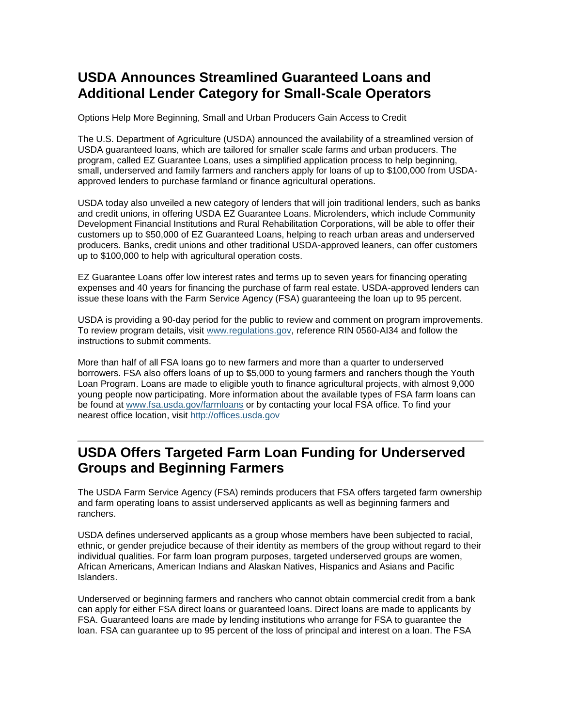## USDA Announces Streamlined Guaranteed Loans and Additional Lender Category for Small-Scale Operators

Options Help More Beginning, Small and Urban Producers Gain Access to Credit

The U.S. Department of Agriculture (USDA) announced the availability of a streamlined version of USDA guaranteed loans, which are tailored for smaller scale farms and urban producers. The program, called EZ Guarantee Loans, uses a simplified application process to help beginning, small, underserved and family farmers and ranchers apply for loans of up to $100,000 from USDA-approved lenders to purchase farmland or finance agricultural operations.

USDA today also unveiled a new category of lenders that will join traditional lenders, such as banks and credit unions, in offering USDA EZ Guarantee Loans. Microlenders, which include Community Development Financial Institutions and Rural Rehabilitation Corporations, will be able to offer their customers up to $50,000 of EZ Guaranteed Loans, helping to reach urban areas and underserved producers. Banks, credit unions and other traditional USDA-approved leaners, can offer customers up to $100,000 to help with agricultural operation costs.

EZ Guarantee Loans offer low interest rates and terms up to seven years for financing operating expenses and 40 years for financing the purchase of farm real estate. USDA-approved lenders can issue these loans with the Farm Service Agency (FSA) guaranteeing the loan up to 95 percent.

USDA is providing a 90-day period for the public to review and comment on program improvements. To review program details, visit [www.regulations.gov](www.regulations.gov), reference RIN 0560-AI34 and follow the instructions to submit comments.

More than half of all FSA loans go to new farmers and more than a quarter to underserved borrowers. FSA also offers loans of up to $5,000 to young farmers and ranchers though the Youth Loan Program. Loans are made to eligible youth to finance agricultural projects, with almost 9,000 young people now participating. More information about the available types of FSA farm loans can be found at [www.fsa.usda.gov/farmloans](www.fsa.usda.gov/farmloans) or by contacting your local FSA office. To find your nearest office location, visit [http://offices.usda.gov](http://offices.usda.gov)

---

## USDA Offers Targeted Farm Loan Funding for Underserved Groups and Beginning Farmers

The USDA Farm Service Agency (FSA) reminds producers that FSA offers targeted farm ownership and farm operating loans to assist underserved applicants as well as beginning farmers and ranchers.

USDA defines underserved applicants as a group whose members have been subjected to racial, ethnic, or gender prejudice because of their identity as members of the group without regard to their individual qualities. For farm loan program purposes, targeted underserved groups are women, African Americans, American Indians and Alaskan Natives, Hispanics and Asians and Pacific Islanders.

Underserved or beginning farmers and ranchers who cannot obtain commercial credit from a bank can apply for either FSA direct loans or guaranteed loans. Direct loans are made to applicants by FSA. Guaranteed loans are made by lending institutions who arrange for FSA to guarantee the loan. FSA can guarantee up to 95 percent of the loss of principal and interest on a loan. The FSA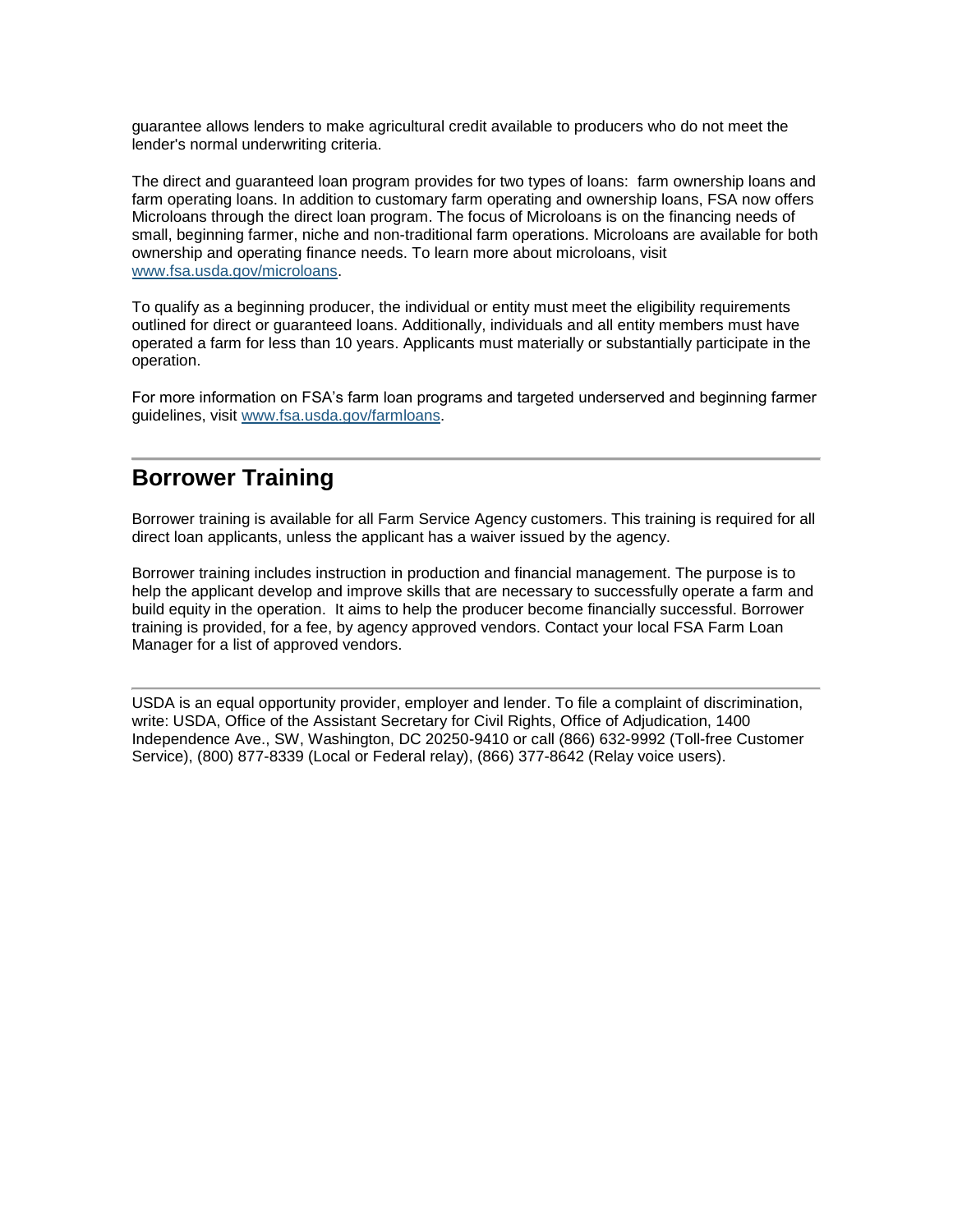guarantee allows lenders to make agricultural credit available to producers who do not meet the lender's normal underwriting criteria.

The direct and guaranteed loan program provides for two types of loans: farm ownership loans and farm operating loans. In addition to customary farm operating and ownership loans, FSA now offers Microloans through the direct loan program. The focus of Microloans is on the financing needs of small, beginning farmer, niche and non-traditional farm operations. Microloans are available for both ownership and operating finance needs. To learn more about microloans, visit [www.fsa.usda.gov/microloans](www.fsa.usda.gov/microloans).

To qualify as a beginning producer, the individual or entity must meet the eligibility requirements outlined for direct or guaranteed loans. Additionally, individuals and all entity members must have operated a farm for less than 10 years. Applicants must materially or substantially participate in the operation.

For more information on FSA's farm loan programs and targeted underserved and beginning farmer guidelines, visit [www.fsa.usda.gov/farmloans](www.fsa.usda.gov/farmloans).

---

## Borrower Training

Borrower training is available for all Farm Service Agency customers. This training is required for all direct loan applicants, unless the applicant has a waiver issued by the agency.

Borrower training includes instruction in production and financial management. The purpose is to help the applicant develop and improve skills that are necessary to successfully operate a farm and build equity in the operation. It aims to help the producer become financially successful. Borrower training is provided, for a fee, by agency approved vendors. Contact your local FSA Farm Loan Manager for a list of approved vendors.

---

USDA is an equal opportunity provider, employer and lender. To file a complaint of discrimination, write: USDA, Office of the Assistant Secretary for Civil Rights, Office of Adjudication, 1400 Independence Ave., SW, Washington, DC 20250-9410 or call (866) 632-9992 (Toll-free Customer Service), (800) 877-8339 (Local or Federal relay), (866) 377-8642 (Relay voice users).